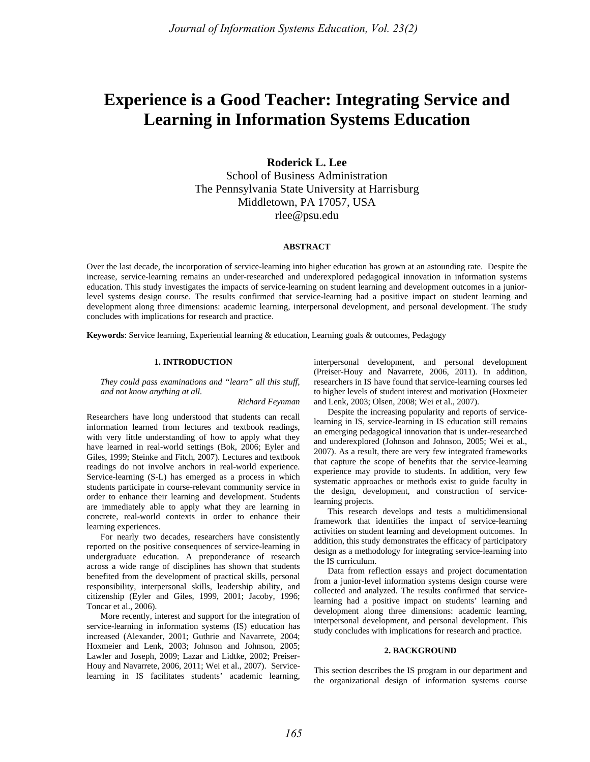# Experience is a Good Teacher: Integrating Service and Learning in Information Systems Education

**Roderick L. Lee**
School of Business Administration
The Pennsylvania State University at Harrisburg
Middletown, PA 17057, USA
rlee@psu.edu

## ABSTRACT

Over the last decade, the incorporation of service-learning into higher education has grown at an astounding rate. Despite the increase, service-learning remains an under-researched and underexplored pedagogical innovation in information systems education. This study investigates the impacts of service-learning on student learning and development outcomes in a junior-level systems design course. The results confirmed that service-learning had a positive impact on student learning and development along three dimensions: academic learning, interpersonal development, and personal development. The study concludes with implications for research and practice.

**Keywords**: Service learning, Experiential learning & education, Learning goals & outcomes, Pedagogy

## 1. INTRODUCTION

*They could pass examinations and "learn" all this stuff, and not know anything at all.*

*Richard Feynman*

Researchers have long understood that students can recall information learned from lectures and textbook readings, with very little understanding of how to apply what they have learned in real-world settings (Bok, 2006; Eyler and Giles, 1999; Steinke and Fitch, 2007). Lectures and textbook readings do not involve anchors in real-world experience. Service-learning (S-L) has emerged as a process in which students participate in course-relevant community service in order to enhance their learning and development. Students are immediately able to apply what they are learning in concrete, real-world contexts in order to enhance their learning experiences.

For nearly two decades, researchers have consistently reported on the positive consequences of service-learning in undergraduate education. A preponderance of research across a wide range of disciplines has shown that students benefited from the development of practical skills, personal responsibility, interpersonal skills, leadership ability, and citizenship (Eyler and Giles, 1999, 2001; Jacoby, 1996; Toncar et al., 2006).

More recently, interest and support for the integration of service-learning in information systems (IS) education has increased (Alexander, 2001; Guthrie and Navarrete, 2004; Hoxmeier and Lenk, 2003; Johnson and Johnson, 2005; Lawler and Joseph, 2009; Lazar and Lidtke, 2002; Preiser-Houy and Navarrete, 2006, 2011; Wei et al., 2007). Service-learning in IS facilitates students' academic learning, interpersonal development, and personal development (Preiser-Houy and Navarrete, 2006, 2011). In addition, researchers in IS have found that service-learning courses led to higher levels of student interest and motivation (Hoxmeier and Lenk, 2003; Olsen, 2008; Wei et al., 2007).

Despite the increasing popularity and reports of service-learning in IS, service-learning in IS education still remains an emerging pedagogical innovation that is under-researched and underexplored (Johnson and Johnson, 2005; Wei et al., 2007). As a result, there are very few integrated frameworks that capture the scope of benefits that the service-learning experience may provide to students. In addition, very few systematic approaches or methods exist to guide faculty in the design, development, and construction of service-learning projects.

This research develops and tests a multidimensional framework that identifies the impact of service-learning activities on student learning and development outcomes. In addition, this study demonstrates the efficacy of participatory design as a methodology for integrating service-learning into the IS curriculum.

Data from reflection essays and project documentation from a junior-level information systems design course were collected and analyzed. The results confirmed that service-learning had a positive impact on students' learning and development along three dimensions: academic learning, interpersonal development, and personal development. This study concludes with implications for research and practice.

## 2. BACKGROUND

This section describes the IS program in our department and the organizational design of information systems course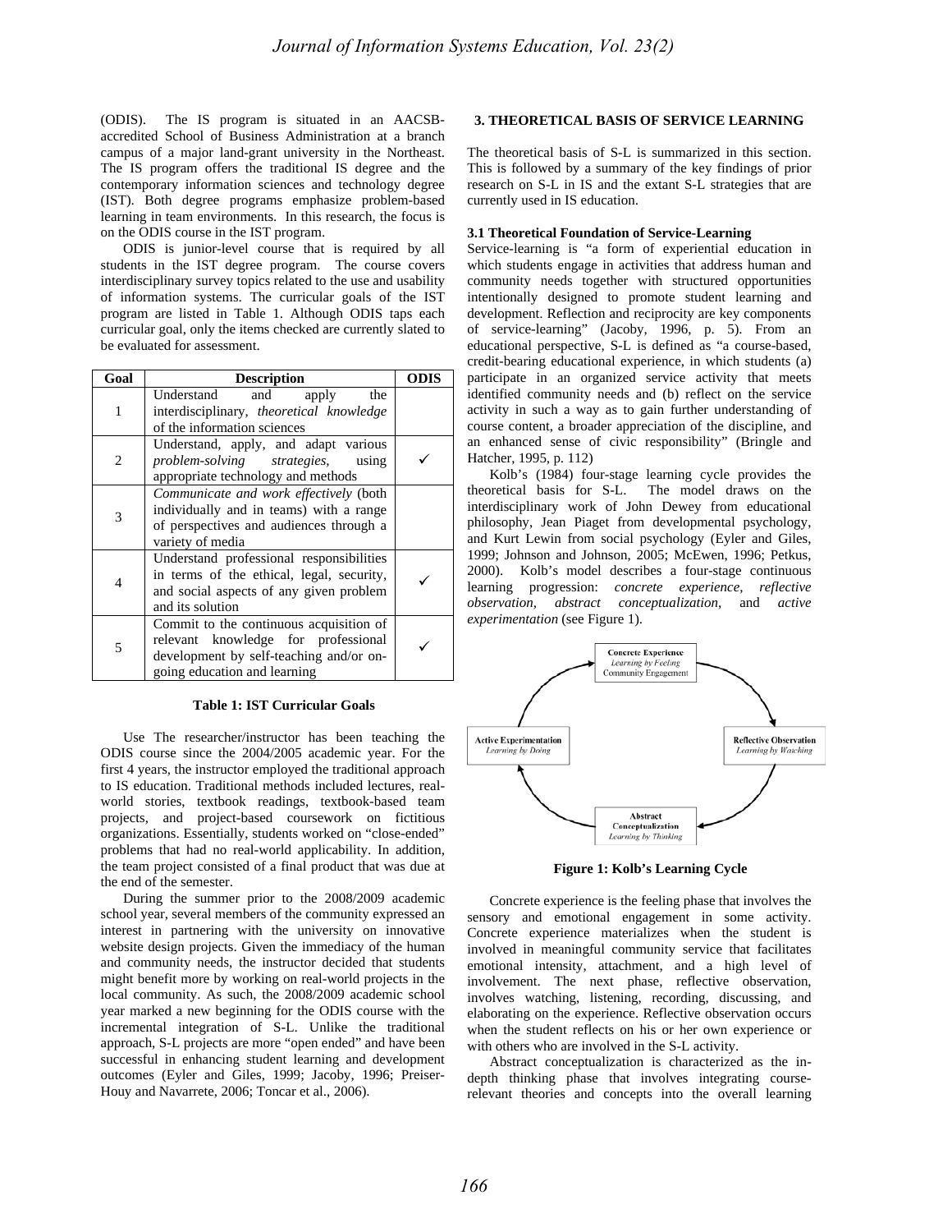(ODIS). The IS program is situated in an AACSB-accredited School of Business Administration at a branch campus of a major land-grant university in the Northeast. The IS program offers the traditional IS degree and the contemporary information sciences and technology degree (IST). Both degree programs emphasize problem-based learning in team environments. In this research, the focus is on the ODIS course in the IST program.

ODIS is junior-level course that is required by all students in the IST degree program. The course covers interdisciplinary survey topics related to the use and usability of information systems. The curricular goals of the IST program are listed in Table 1. Although ODIS taps each curricular goal, only the items checked are currently slated to be evaluated for assessment.

| Goal | Description | ODIS |
|---|---|---|
| 1 | Understand and apply the interdisciplinary, *theoretical knowledge* of the information sciences | |
| 2 | Understand, apply, and adapt various *problem-solving strategies,* using appropriate technology and methods | ✓ |
| 3 | *Communicate and work effectively* (both individually and in teams) with a range of perspectives and audiences through a variety of media | |
| 4 | Understand professional responsibilities in terms of the ethical, legal, security, and social aspects of any given problem and its solution | ✓ |
| 5 | Commit to the continuous acquisition of relevant knowledge for professional development by self-teaching and/or on-going education and learning | ✓ |

**Table 1: IST Curricular Goals**

Use The researcher/instructor has been teaching the ODIS course since the 2004/2005 academic year. For the first 4 years, the instructor employed the traditional approach to IS education. Traditional methods included lectures, real-world stories, textbook readings, textbook-based team projects, and project-based coursework on fictitious organizations. Essentially, students worked on "close-ended" problems that had no real-world applicability. In addition, the team project consisted of a final product that was due at the end of the semester.

During the summer prior to the 2008/2009 academic school year, several members of the community expressed an interest in partnering with the university on innovative website design projects. Given the immediacy of the human and community needs, the instructor decided that students might benefit more by working on real-world projects in the local community. As such, the 2008/2009 academic school year marked a new beginning for the ODIS course with the incremental integration of S-L. Unlike the traditional approach, S-L projects are more "open ended" and have been successful in enhancing student learning and development outcomes (Eyler and Giles, 1999; Jacoby, 1996; Preiser-Houy and Navarrete, 2006; Toncar et al., 2006).

## 3. THEORETICAL BASIS OF SERVICE LEARNING

The theoretical basis of S-L is summarized in this section. This is followed by a summary of the key findings of prior research on S-L in IS and the extant S-L strategies that are currently used in IS education.

### 3.1 Theoretical Foundation of Service-Learning

Service-learning is "a form of experiential education in which students engage in activities that address human and community needs together with structured opportunities intentionally designed to promote student learning and development. Reflection and reciprocity are key components of service-learning" (Jacoby, 1996, p. 5). From an educational perspective, S-L is defined as "a course-based, credit-bearing educational experience, in which students (a) participate in an organized service activity that meets identified community needs and (b) reflect on the service activity in such a way as to gain further understanding of course content, a broader appreciation of the discipline, and an enhanced sense of civic responsibility" (Bringle and Hatcher, 1995, p. 112)

Kolb's (1984) four-stage learning cycle provides the theoretical basis for S-L. The model draws on the interdisciplinary work of John Dewey from educational philosophy, Jean Piaget from developmental psychology, and Kurt Lewin from social psychology (Eyler and Giles, 1999; Johnson and Johnson, 2005; McEwen, 1996; Petkus, 2000). Kolb's model describes a four-stage continuous learning progression: *concrete experience, reflective observation, abstract conceptualization,* and *active experimentation* (see Figure 1).

**Figure 1: Kolb's Learning Cycle**

Concrete experience is the feeling phase that involves the sensory and emotional engagement in some activity. Concrete experience materializes when the student is involved in meaningful community service that facilitates emotional intensity, attachment, and a high level of involvement. The next phase, reflective observation, involves watching, listening, recording, discussing, and elaborating on the experience. Reflective observation occurs when the student reflects on his or her own experience or with others who are involved in the S-L activity.

Abstract conceptualization is characterized as the in-depth thinking phase that involves integrating course-relevant theories and concepts into the overall learning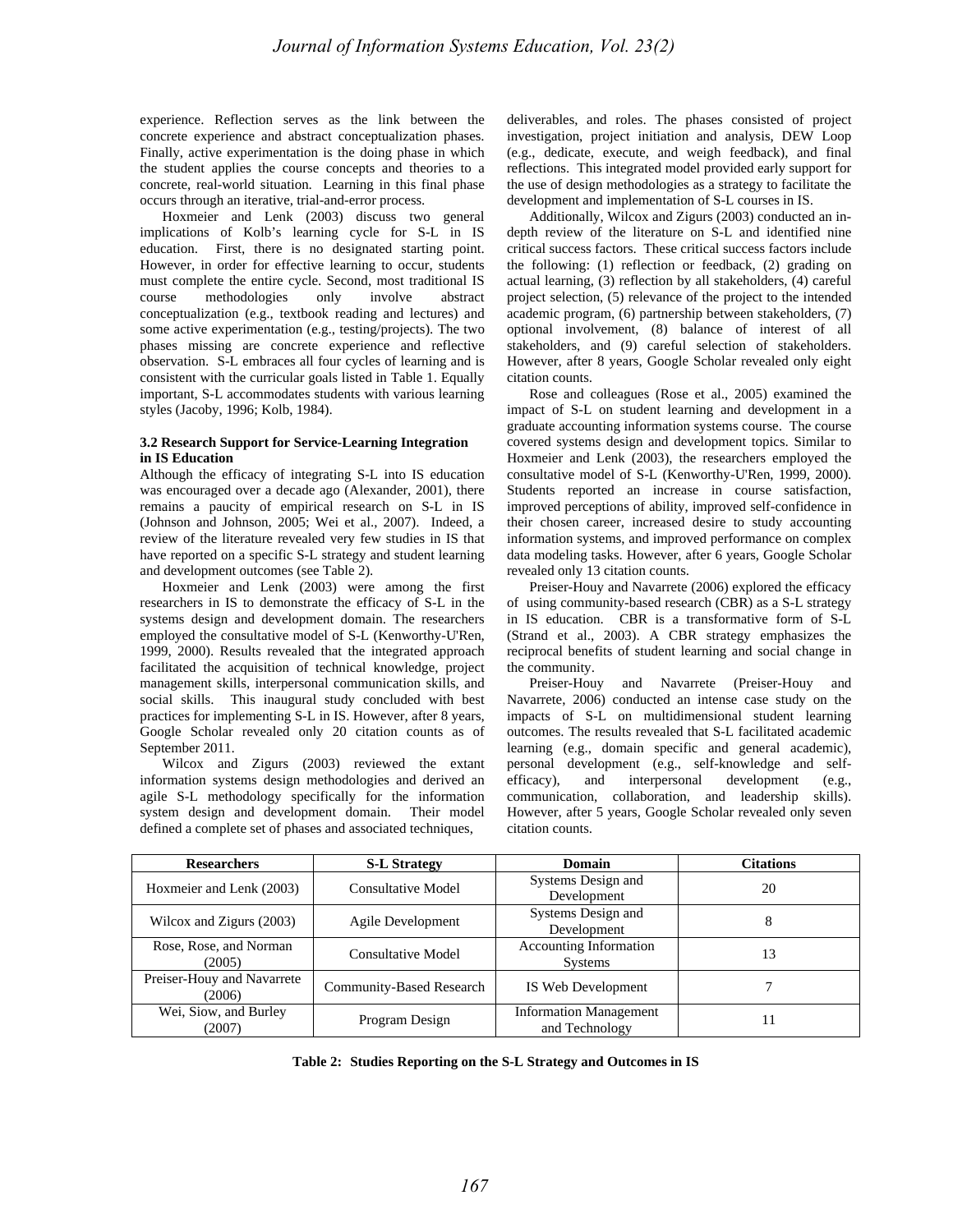experience. Reflection serves as the link between the concrete experience and abstract conceptualization phases. Finally, active experimentation is the doing phase in which the student applies the course concepts and theories to a concrete, real-world situation. Learning in this final phase occurs through an iterative, trial-and-error process.

Hoxmeier and Lenk (2003) discuss two general implications of Kolb's learning cycle for S-L in IS education. First, there is no designated starting point. However, in order for effective learning to occur, students must complete the entire cycle. Second, most traditional IS course methodologies only involve abstract conceptualization (e.g., textbook reading and lectures) and some active experimentation (e.g., testing/projects). The two phases missing are concrete experience and reflective observation. S-L embraces all four cycles of learning and is consistent with the curricular goals listed in Table 1. Equally important, S-L accommodates students with various learning styles (Jacoby, 1996; Kolb, 1984).

### 3.2 Research Support for Service-Learning Integration in IS Education

Although the efficacy of integrating S-L into IS education was encouraged over a decade ago (Alexander, 2001), there remains a paucity of empirical research on S-L in IS (Johnson and Johnson, 2005; Wei et al., 2007). Indeed, a review of the literature revealed very few studies in IS that have reported on a specific S-L strategy and student learning and development outcomes (see Table 2).

Hoxmeier and Lenk (2003) were among the first researchers in IS to demonstrate the efficacy of S-L in the systems design and development domain. The researchers employed the consultative model of S-L (Kenworthy-U'Ren, 1999, 2000). Results revealed that the integrated approach facilitated the acquisition of technical knowledge, project management skills, interpersonal communication skills, and social skills. This inaugural study concluded with best practices for implementing S-L in IS. However, after 8 years, Google Scholar revealed only 20 citation counts as of September 2011.

Wilcox and Zigurs (2003) reviewed the extant information systems design methodologies and derived an agile S-L methodology specifically for the information system design and development domain. Their model defined a complete set of phases and associated techniques, deliverables, and roles. The phases consisted of project investigation, project initiation and analysis, DEW Loop (e.g., dedicate, execute, and weigh feedback), and final reflections. This integrated model provided early support for the use of design methodologies as a strategy to facilitate the development and implementation of S-L courses in IS.

Additionally, Wilcox and Zigurs (2003) conducted an in-depth review of the literature on S-L and identified nine critical success factors. These critical success factors include the following: (1) reflection or feedback, (2) grading on actual learning, (3) reflection by all stakeholders, (4) careful project selection, (5) relevance of the project to the intended academic program, (6) partnership between stakeholders, (7) optional involvement, (8) balance of interest of all stakeholders, and (9) careful selection of stakeholders. However, after 8 years, Google Scholar revealed only eight citation counts.

Rose and colleagues (Rose et al., 2005) examined the impact of S-L on student learning and development in a graduate accounting information systems course. The course covered systems design and development topics. Similar to Hoxmeier and Lenk (2003), the researchers employed the consultative model of S-L (Kenworthy-U'Ren, 1999, 2000). Students reported an increase in course satisfaction, improved perceptions of ability, improved self-confidence in their chosen career, increased desire to study accounting information systems, and improved performance on complex data modeling tasks. However, after 6 years, Google Scholar revealed only 13 citation counts.

Preiser-Houy and Navarrete (2006) explored the efficacy of using community-based research (CBR) as a S-L strategy in IS education. CBR is a transformative form of S-L (Strand et al., 2003). A CBR strategy emphasizes the reciprocal benefits of student learning and social change in the community.

Preiser-Houy and Navarrete (Preiser-Houy and Navarrete, 2006) conducted an intense case study on the impacts of S-L on multidimensional student learning outcomes. The results revealed that S-L facilitated academic learning (e.g., domain specific and general academic), personal development (e.g., self-knowledge and self-efficacy), and interpersonal development (e.g., communication, collaboration, and leadership skills). However, after 5 years, Google Scholar revealed only seven citation counts.

| Researchers | S-L Strategy | Domain | Citations |
|---|---|---|---|
| Hoxmeier and Lenk (2003) | Consultative Model | Systems Design and Development | 20 |
| Wilcox and Zigurs (2003) | Agile Development | Systems Design and Development | 8 |
| Rose, Rose, and Norman (2005) | Consultative Model | Accounting Information Systems | 13 |
| Preiser-Houy and Navarrete (2006) | Community-Based Research | IS Web Development | 7 |
| Wei, Siow, and Burley (2007) | Program Design | Information Management and Technology | 11 |

**Table 2: Studies Reporting on the S-L Strategy and Outcomes in IS**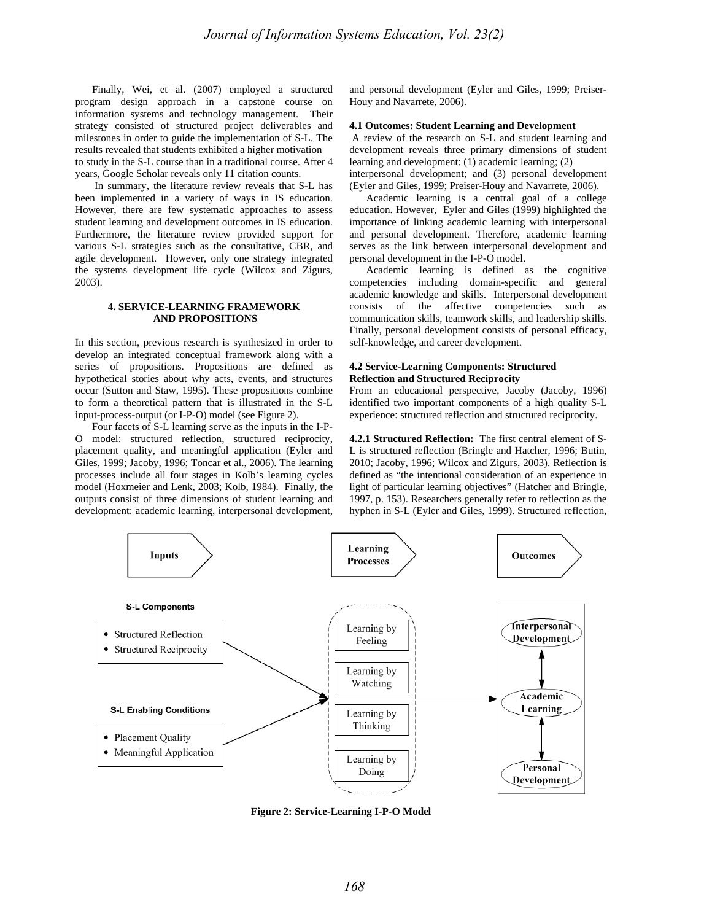Finally, Wei, et al. (2007) employed a structured program design approach in a capstone course on information systems and technology management. Their strategy consisted of structured project deliverables and milestones in order to guide the implementation of S-L. The results revealed that students exhibited a higher motivation to study in the S-L course than in a traditional course. After 4 years, Google Scholar reveals only 11 citation counts.

In summary, the literature review reveals that S-L has been implemented in a variety of ways in IS education. However, there are few systematic approaches to assess student learning and development outcomes in IS education. Furthermore, the literature review provided support for various S-L strategies such as the consultative, CBR, and agile development. However, only one strategy integrated the systems development life cycle (Wilcox and Zigurs, 2003).

## 4. SERVICE-LEARNING FRAMEWORK AND PROPOSITIONS

In this section, previous research is synthesized in order to develop an integrated conceptual framework along with a series of propositions. Propositions are defined as hypothetical stories about why acts, events, and structures occur (Sutton and Staw, 1995). These propositions combine to form a theoretical pattern that is illustrated in the S-L input-process-output (or I-P-O) model (see Figure 2).

Four facets of S-L learning serve as the inputs in the I-P-O model: structured reflection, structured reciprocity, placement quality, and meaningful application (Eyler and Giles, 1999; Jacoby, 1996; Toncar et al., 2006). The learning processes include all four stages in Kolb's learning cycles model (Hoxmeier and Lenk, 2003; Kolb, 1984). Finally, the outputs consist of three dimensions of student learning and development: academic learning, interpersonal development, and personal development (Eyler and Giles, 1999; Preiser-Houy and Navarrete, 2006).

### 4.1 Outcomes: Student Learning and Development

A review of the research on S-L and student learning and development reveals three primary dimensions of student learning and development: (1) academic learning; (2) interpersonal development; and (3) personal development (Eyler and Giles, 1999; Preiser-Houy and Navarrete, 2006).

Academic learning is a central goal of a college education. However, Eyler and Giles (1999) highlighted the importance of linking academic learning with interpersonal and personal development. Therefore, academic learning serves as the link between interpersonal development and personal development in the I-P-O model.

Academic learning is defined as the cognitive competencies including domain-specific and general academic knowledge and skills. Interpersonal development consists of the affective competencies such as communication skills, teamwork skills, and leadership skills. Finally, personal development consists of personal efficacy, self-knowledge, and career development.

### 4.2 Service-Learning Components: Structured Reflection and Structured Reciprocity

From an educational perspective, Jacoby (Jacoby, 1996) identified two important components of a high quality S-L experience: structured reflection and structured reciprocity.

**4.2.1 Structured Reflection:** The first central element of S-L is structured reflection (Bringle and Hatcher, 1996; Butin, 2010; Jacoby, 1996; Wilcox and Zigurs, 2003). Reflection is defined as "the intentional consideration of an experience in light of particular learning objectives" (Hatcher and Bringle, 1997, p. 153). Researchers generally refer to reflection as the hyphen in S-L (Eyler and Giles, 1999). Structured reflection,

**Figure 2: Service-Learning I-P-O Model**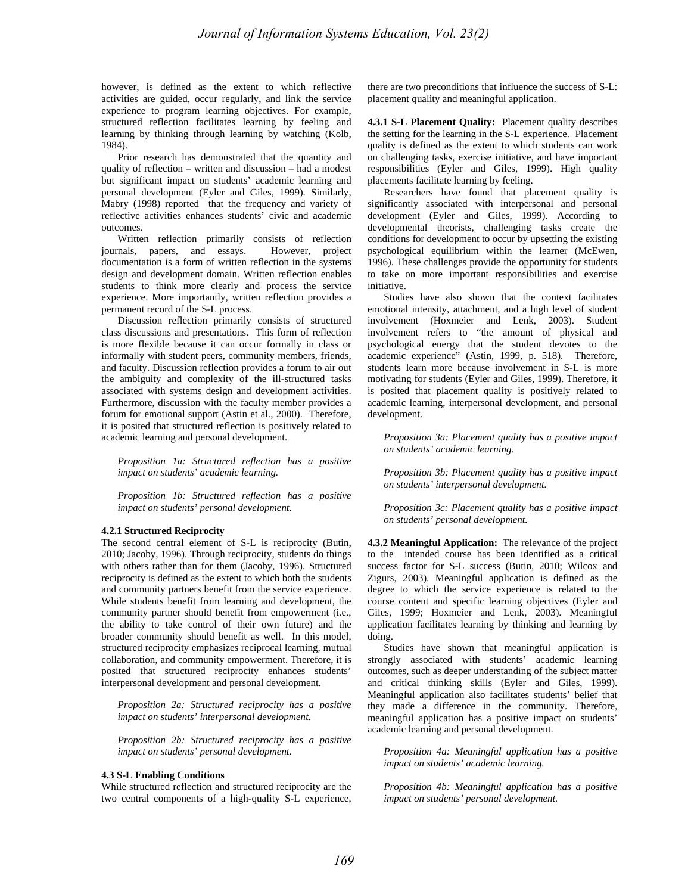however, is defined as the extent to which reflective activities are guided, occur regularly, and link the service experience to program learning objectives. For example, structured reflection facilitates learning by feeling and learning by thinking through learning by watching (Kolb, 1984).

Prior research has demonstrated that the quantity and quality of reflection – written and discussion – had a modest but significant impact on students' academic learning and personal development (Eyler and Giles, 1999). Similarly, Mabry (1998) reported that the frequency and variety of reflective activities enhances students' civic and academic outcomes.

Written reflection primarily consists of reflection journals, papers, and essays. However, project documentation is a form of written reflection in the systems design and development domain. Written reflection enables students to think more clearly and process the service experience. More importantly, written reflection provides a permanent record of the S-L process.

Discussion reflection primarily consists of structured class discussions and presentations. This form of reflection is more flexible because it can occur formally in class or informally with student peers, community members, friends, and faculty. Discussion reflection provides a forum to air out the ambiguity and complexity of the ill-structured tasks associated with systems design and development activities. Furthermore, discussion with the faculty member provides a forum for emotional support (Astin et al., 2000). Therefore, it is posited that structured reflection is positively related to academic learning and personal development.

*Proposition 1a: Structured reflection has a positive impact on students' academic learning.*

*Proposition 1b: Structured reflection has a positive impact on students' personal development.*

#### 4.2.1 Structured Reciprocity

The second central element of S-L is reciprocity (Butin, 2010; Jacoby, 1996). Through reciprocity, students do things with others rather than for them (Jacoby, 1996). Structured reciprocity is defined as the extent to which both the students and community partners benefit from the service experience. While students benefit from learning and development, the community partner should benefit from empowerment (i.e., the ability to take control of their own future) and the broader community should benefit as well. In this model, structured reciprocity emphasizes reciprocal learning, mutual collaboration, and community empowerment. Therefore, it is posited that structured reciprocity enhances students' interpersonal development and personal development.

*Proposition 2a: Structured reciprocity has a positive impact on students' interpersonal development.*

*Proposition 2b: Structured reciprocity has a positive impact on students' personal development.*

### 4.3 S-L Enabling Conditions

While structured reflection and structured reciprocity are the two central components of a high-quality S-L experience, there are two preconditions that influence the success of S-L: placement quality and meaningful application.

**4.3.1 S-L Placement Quality:** Placement quality describes the setting for the learning in the S-L experience. Placement quality is defined as the extent to which students can work on challenging tasks, exercise initiative, and have important responsibilities (Eyler and Giles, 1999). High quality placements facilitate learning by feeling.

Researchers have found that placement quality is significantly associated with interpersonal and personal development (Eyler and Giles, 1999). According to developmental theorists, challenging tasks create the conditions for development to occur by upsetting the existing psychological equilibrium within the learner (McEwen, 1996). These challenges provide the opportunity for students to take on more important responsibilities and exercise initiative.

Studies have also shown that the context facilitates emotional intensity, attachment, and a high level of student involvement (Hoxmeier and Lenk, 2003). Student involvement refers to "the amount of physical and psychological energy that the student devotes to the academic experience" (Astin, 1999, p. 518). Therefore, students learn more because involvement in S-L is more motivating for students (Eyler and Giles, 1999). Therefore, it is posited that placement quality is positively related to academic learning, interpersonal development, and personal development.

*Proposition 3a: Placement quality has a positive impact on students' academic learning.*

*Proposition 3b: Placement quality has a positive impact on students' interpersonal development.*

*Proposition 3c: Placement quality has a positive impact on students' personal development.*

**4.3.2 Meaningful Application:** The relevance of the project to the intended course has been identified as a critical success factor for S-L success (Butin, 2010; Wilcox and Zigurs, 2003). Meaningful application is defined as the degree to which the service experience is related to the course content and specific learning objectives (Eyler and Giles, 1999; Hoxmeier and Lenk, 2003). Meaningful application facilitates learning by thinking and learning by doing.

Studies have shown that meaningful application is strongly associated with students' academic learning outcomes, such as deeper understanding of the subject matter and critical thinking skills (Eyler and Giles, 1999). Meaningful application also facilitates students' belief that they made a difference in the community. Therefore, meaningful application has a positive impact on students' academic learning and personal development.

*Proposition 4a: Meaningful application has a positive impact on students' academic learning.*

*Proposition 4b: Meaningful application has a positive impact on students' personal development.*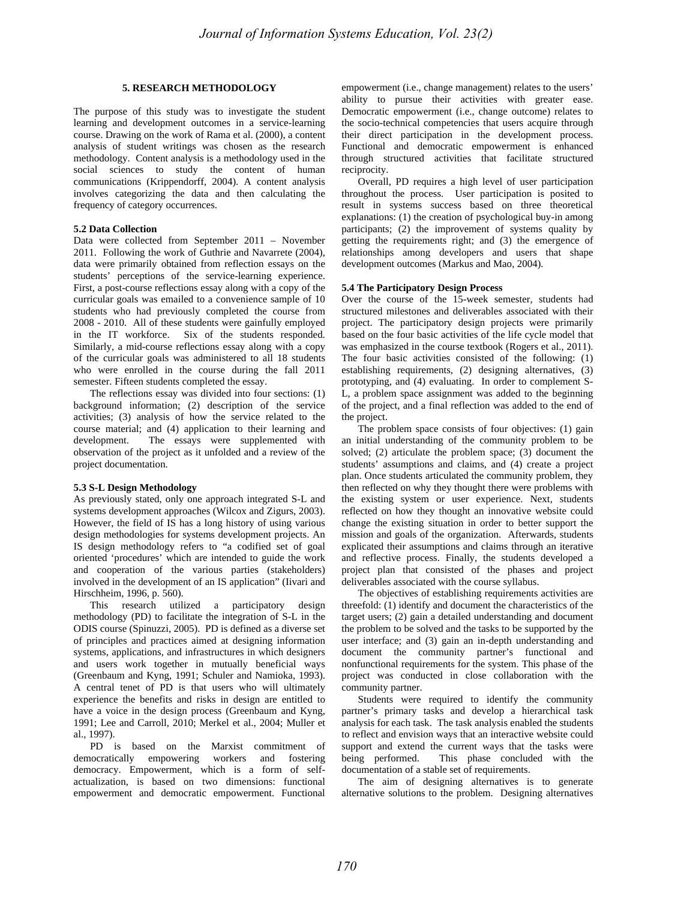## 5. RESEARCH METHODOLOGY

The purpose of this study was to investigate the student learning and development outcomes in a service-learning course. Drawing on the work of Rama et al. (2000), a content analysis of student writings was chosen as the research methodology. Content analysis is a methodology used in the social sciences to study the content of human communications (Krippendorff, 2004). A content analysis involves categorizing the data and then calculating the frequency of category occurrences.

### 5.2 Data Collection

Data were collected from September 2011 – November 2011. Following the work of Guthrie and Navarrete (2004), data were primarily obtained from reflection essays on the students' perceptions of the service-learning experience. First, a post-course reflections essay along with a copy of the curricular goals was emailed to a convenience sample of 10 students who had previously completed the course from 2008 - 2010. All of these students were gainfully employed in the IT workforce. Six of the students responded. Similarly, a mid-course reflections essay along with a copy of the curricular goals was administered to all 18 students who were enrolled in the course during the fall 2011 semester. Fifteen students completed the essay.

The reflections essay was divided into four sections: (1) background information; (2) description of the service activities; (3) analysis of how the service related to the course material; and (4) application to their learning and development. The essays were supplemented with observation of the project as it unfolded and a review of the project documentation.

### 5.3 S-L Design Methodology

As previously stated, only one approach integrated S-L and systems development approaches (Wilcox and Zigurs, 2003). However, the field of IS has a long history of using various design methodologies for systems development projects. An IS design methodology refers to "a codified set of goal oriented 'procedures' which are intended to guide the work and cooperation of the various parties (stakeholders) involved in the development of an IS application" (Iivari and Hirschheim, 1996, p. 560).

This research utilized a participatory design methodology (PD) to facilitate the integration of S-L in the ODIS course (Spinuzzi, 2005). PD is defined as a diverse set of principles and practices aimed at designing information systems, applications, and infrastructures in which designers and users work together in mutually beneficial ways (Greenbaum and Kyng, 1991; Schuler and Namioka, 1993). A central tenet of PD is that users who will ultimately experience the benefits and risks in design are entitled to have a voice in the design process (Greenbaum and Kyng, 1991; Lee and Carroll, 2010; Merkel et al., 2004; Muller et al., 1997).

PD is based on the Marxist commitment of democratically empowering workers and fostering democracy. Empowerment, which is a form of self-actualization, is based on two dimensions: functional empowerment and democratic empowerment. Functional empowerment (i.e., change management) relates to the users' ability to pursue their activities with greater ease. Democratic empowerment (i.e., change outcome) relates to the socio-technical competencies that users acquire through their direct participation in the development process. Functional and democratic empowerment is enhanced through structured activities that facilitate structured reciprocity.

Overall, PD requires a high level of user participation throughout the process. User participation is posited to result in systems success based on three theoretical explanations: (1) the creation of psychological buy-in among participants; (2) the improvement of systems quality by getting the requirements right; and (3) the emergence of relationships among developers and users that shape development outcomes (Markus and Mao, 2004).

### 5.4 The Participatory Design Process

Over the course of the 15-week semester, students had structured milestones and deliverables associated with their project. The participatory design projects were primarily based on the four basic activities of the life cycle model that was emphasized in the course textbook (Rogers et al., 2011). The four basic activities consisted of the following: (1) establishing requirements, (2) designing alternatives, (3) prototyping, and (4) evaluating. In order to complement S-L, a problem space assignment was added to the beginning of the project, and a final reflection was added to the end of the project.

The problem space consists of four objectives: (1) gain an initial understanding of the community problem to be solved; (2) articulate the problem space; (3) document the students' assumptions and claims, and (4) create a project plan. Once students articulated the community problem, they then reflected on why they thought there were problems with the existing system or user experience. Next, students reflected on how they thought an innovative website could change the existing situation in order to better support the mission and goals of the organization. Afterwards, students explicated their assumptions and claims through an iterative and reflective process. Finally, the students developed a project plan that consisted of the phases and project deliverables associated with the course syllabus.

The objectives of establishing requirements activities are threefold: (1) identify and document the characteristics of the target users; (2) gain a detailed understanding and document the problem to be solved and the tasks to be supported by the user interface; and (3) gain an in-depth understanding and document the community partner's functional and nonfunctional requirements for the system. This phase of the project was conducted in close collaboration with the community partner.

Students were required to identify the community partner's primary tasks and develop a hierarchical task analysis for each task. The task analysis enabled the students to reflect and envision ways that an interactive website could support and extend the current ways that the tasks were being performed. This phase concluded with the documentation of a stable set of requirements.

The aim of designing alternatives is to generate alternative solutions to the problem. Designing alternatives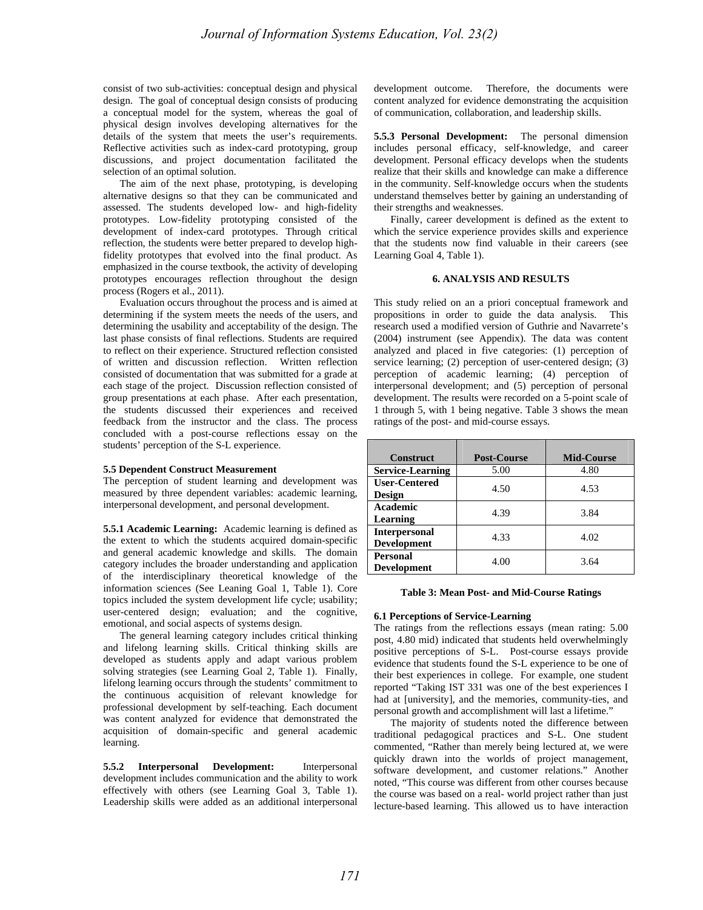consist of two sub-activities: conceptual design and physical design. The goal of conceptual design consists of producing a conceptual model for the system, whereas the goal of physical design involves developing alternatives for the details of the system that meets the user's requirements. Reflective activities such as index-card prototyping, group discussions, and project documentation facilitated the selection of an optimal solution.

The aim of the next phase, prototyping, is developing alternative designs so that they can be communicated and assessed. The students developed low- and high-fidelity prototypes. Low-fidelity prototyping consisted of the development of index-card prototypes. Through critical reflection, the students were better prepared to develop high-fidelity prototypes that evolved into the final product. As emphasized in the course textbook, the activity of developing prototypes encourages reflection throughout the design process (Rogers et al., 2011).

Evaluation occurs throughout the process and is aimed at determining if the system meets the needs of the users, and determining the usability and acceptability of the design. The last phase consists of final reflections. Students are required to reflect on their experience. Structured reflection consisted of written and discussion reflection. Written reflection consisted of documentation that was submitted for a grade at each stage of the project. Discussion reflection consisted of group presentations at each phase. After each presentation, the students discussed their experiences and received feedback from the instructor and the class. The process concluded with a post-course reflections essay on the students' perception of the S-L experience.

**5.5 Dependent Construct Measurement**

The perception of student learning and development was measured by three dependent variables: academic learning, interpersonal development, and personal development.

**5.5.1 Academic Learning:** Academic learning is defined as the extent to which the students acquired domain-specific and general academic knowledge and skills. The domain category includes the broader understanding and application of the interdisciplinary theoretical knowledge of the information sciences (See Leaning Goal 1, Table 1). Core topics included the system development life cycle; usability; user-centered design; evaluation; and the cognitive, emotional, and social aspects of systems design.

The general learning category includes critical thinking and lifelong learning skills. Critical thinking skills are developed as students apply and adapt various problem solving strategies (see Learning Goal 2, Table 1). Finally, lifelong learning occurs through the students' commitment to the continuous acquisition of relevant knowledge for professional development by self-teaching. Each document was content analyzed for evidence that demonstrated the acquisition of domain-specific and general academic learning.

**5.5.2 Interpersonal Development:** Interpersonal development includes communication and the ability to work effectively with others (see Learning Goal 3, Table 1). Leadership skills were added as an additional interpersonal development outcome. Therefore, the documents were content analyzed for evidence demonstrating the acquisition of communication, collaboration, and leadership skills.

**5.5.3 Personal Development:** The personal dimension includes personal efficacy, self-knowledge, and career development. Personal efficacy develops when the students realize that their skills and knowledge can make a difference in the community. Self-knowledge occurs when the students understand themselves better by gaining an understanding of their strengths and weaknesses.

Finally, career development is defined as the extent to which the service experience provides skills and experience that the students now find valuable in their careers (see Learning Goal 4, Table 1).

## 6. ANALYSIS AND RESULTS

This study relied on an a priori conceptual framework and propositions in order to guide the data analysis. This research used a modified version of Guthrie and Navarrete's (2004) instrument (see Appendix). The data was content analyzed and placed in five categories: (1) perception of service learning; (2) perception of user-centered design; (3) perception of academic learning; (4) perception of interpersonal development; and (5) perception of personal development. The results were recorded on a 5-point scale of 1 through 5, with 1 being negative. Table 3 shows the mean ratings of the post- and mid-course essays.

| Construct | Post-Course | Mid-Course |
|---|---|---|
| Service-Learning | 5.00 | 4.80 |
| User-Centered Design | 4.50 | 4.53 |
| Academic Learning | 4.39 | 3.84 |
| Interpersonal Development | 4.33 | 4.02 |
| Personal Development | 4.00 | 3.64 |

**Table 3: Mean Post- and Mid-Course Ratings**

**6.1 Perceptions of Service-Learning**

The ratings from the reflections essays (mean rating: 5.00 post, 4.80 mid) indicated that students held overwhelmingly positive perceptions of S-L. Post-course essays provide evidence that students found the S-L experience to be one of their best experiences in college. For example, one student reported "Taking IST 331 was one of the best experiences I had at [university], and the memories, community-ties, and personal growth and accomplishment will last a lifetime."

The majority of students noted the difference between traditional pedagogical practices and S-L. One student commented, "Rather than merely being lectured at, we were quickly drawn into the worlds of project management, software development, and customer relations." Another noted, "This course was different from other courses because the course was based on a real- world project rather than just lecture-based learning. This allowed us to have interaction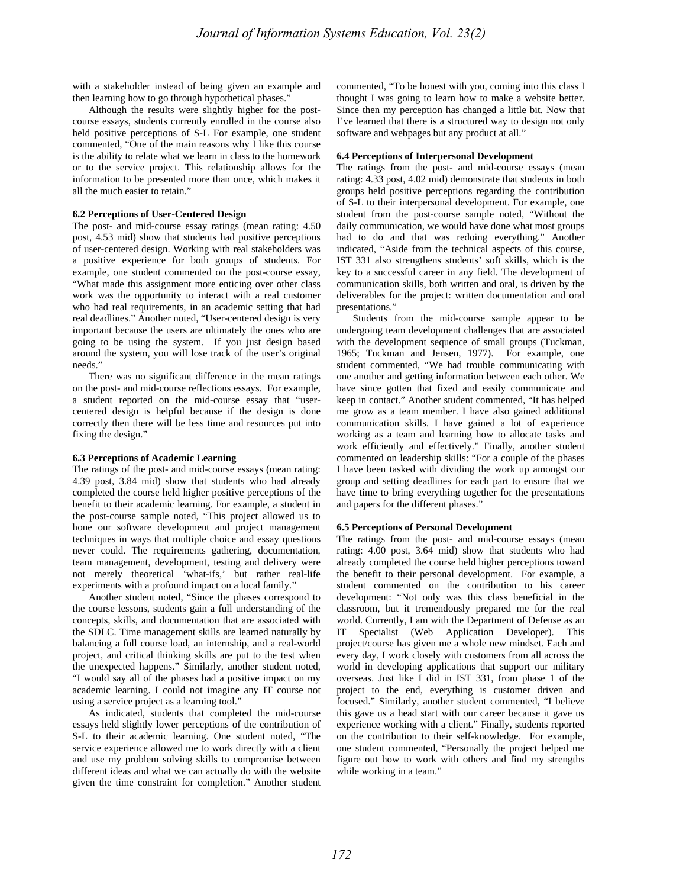with a stakeholder instead of being given an example and then learning how to go through hypothetical phases."

Although the results were slightly higher for the post-course essays, students currently enrolled in the course also held positive perceptions of S-L For example, one student commented, "One of the main reasons why I like this course is the ability to relate what we learn in class to the homework or to the service project. This relationship allows for the information to be presented more than once, which makes it all the much easier to retain."

### 6.2 Perceptions of User-Centered Design

The post- and mid-course essay ratings (mean rating: 4.50 post, 4.53 mid) show that students had positive perceptions of user-centered design. Working with real stakeholders was a positive experience for both groups of students. For example, one student commented on the post-course essay, "What made this assignment more enticing over other class work was the opportunity to interact with a real customer who had real requirements, in an academic setting that had real deadlines." Another noted, "User-centered design is very important because the users are ultimately the ones who are going to be using the system. If you just design based around the system, you will lose track of the user's original needs."

There was no significant difference in the mean ratings on the post- and mid-course reflections essays. For example, a student reported on the mid-course essay that "user-centered design is helpful because if the design is done correctly then there will be less time and resources put into fixing the design."

### 6.3 Perceptions of Academic Learning

The ratings of the post- and mid-course essays (mean rating: 4.39 post, 3.84 mid) show that students who had already completed the course held higher positive perceptions of the benefit to their academic learning. For example, a student in the post-course sample noted, "This project allowed us to hone our software development and project management techniques in ways that multiple choice and essay questions never could. The requirements gathering, documentation, team management, development, testing and delivery were not merely theoretical 'what-ifs,' but rather real-life experiments with a profound impact on a local family."

Another student noted, "Since the phases correspond to the course lessons, students gain a full understanding of the concepts, skills, and documentation that are associated with the SDLC. Time management skills are learned naturally by balancing a full course load, an internship, and a real-world project, and critical thinking skills are put to the test when the unexpected happens." Similarly, another student noted, "I would say all of the phases had a positive impact on my academic learning. I could not imagine any IT course not using a service project as a learning tool."

As indicated, students that completed the mid-course essays held slightly lower perceptions of the contribution of S-L to their academic learning. One student noted, "The service experience allowed me to work directly with a client and use my problem solving skills to compromise between different ideas and what we can actually do with the website given the time constraint for completion." Another student commented, "To be honest with you, coming into this class I thought I was going to learn how to make a website better. Since then my perception has changed a little bit. Now that I've learned that there is a structured way to design not only software and webpages but any product at all."

### 6.4 Perceptions of Interpersonal Development

The ratings from the post- and mid-course essays (mean rating: 4.33 post, 4.02 mid) demonstrate that students in both groups held positive perceptions regarding the contribution of S-L to their interpersonal development. For example, one student from the post-course sample noted, "Without the daily communication, we would have done what most groups had to do and that was redoing everything." Another indicated, "Aside from the technical aspects of this course, IST 331 also strengthens students' soft skills, which is the key to a successful career in any field. The development of communication skills, both written and oral, is driven by the deliverables for the project: written documentation and oral presentations."

Students from the mid-course sample appear to be undergoing team development challenges that are associated with the development sequence of small groups (Tuckman, 1965; Tuckman and Jensen, 1977). For example, one student commented, "We had trouble communicating with one another and getting information between each other. We have since gotten that fixed and easily communicate and keep in contact." Another student commented, "It has helped me grow as a team member. I have also gained additional communication skills. I have gained a lot of experience working as a team and learning how to allocate tasks and work efficiently and effectively." Finally, another student commented on leadership skills: "For a couple of the phases I have been tasked with dividing the work up amongst our group and setting deadlines for each part to ensure that we have time to bring everything together for the presentations and papers for the different phases."

### 6.5 Perceptions of Personal Development

The ratings from the post- and mid-course essays (mean rating: 4.00 post, 3.64 mid) show that students who had already completed the course held higher perceptions toward the benefit to their personal development. For example, a student commented on the contribution to his career development: "Not only was this class beneficial in the classroom, but it tremendously prepared me for the real world. Currently, I am with the Department of Defense as an IT Specialist (Web Application Developer). This project/course has given me a whole new mindset. Each and every day, I work closely with customers from all across the world in developing applications that support our military overseas. Just like I did in IST 331, from phase 1 of the project to the end, everything is customer driven and focused." Similarly, another student commented, "I believe this gave us a head start with our career because it gave us experience working with a client." Finally, students reported on the contribution to their self-knowledge. For example, one student commented, "Personally the project helped me figure out how to work with others and find my strengths while working in a team."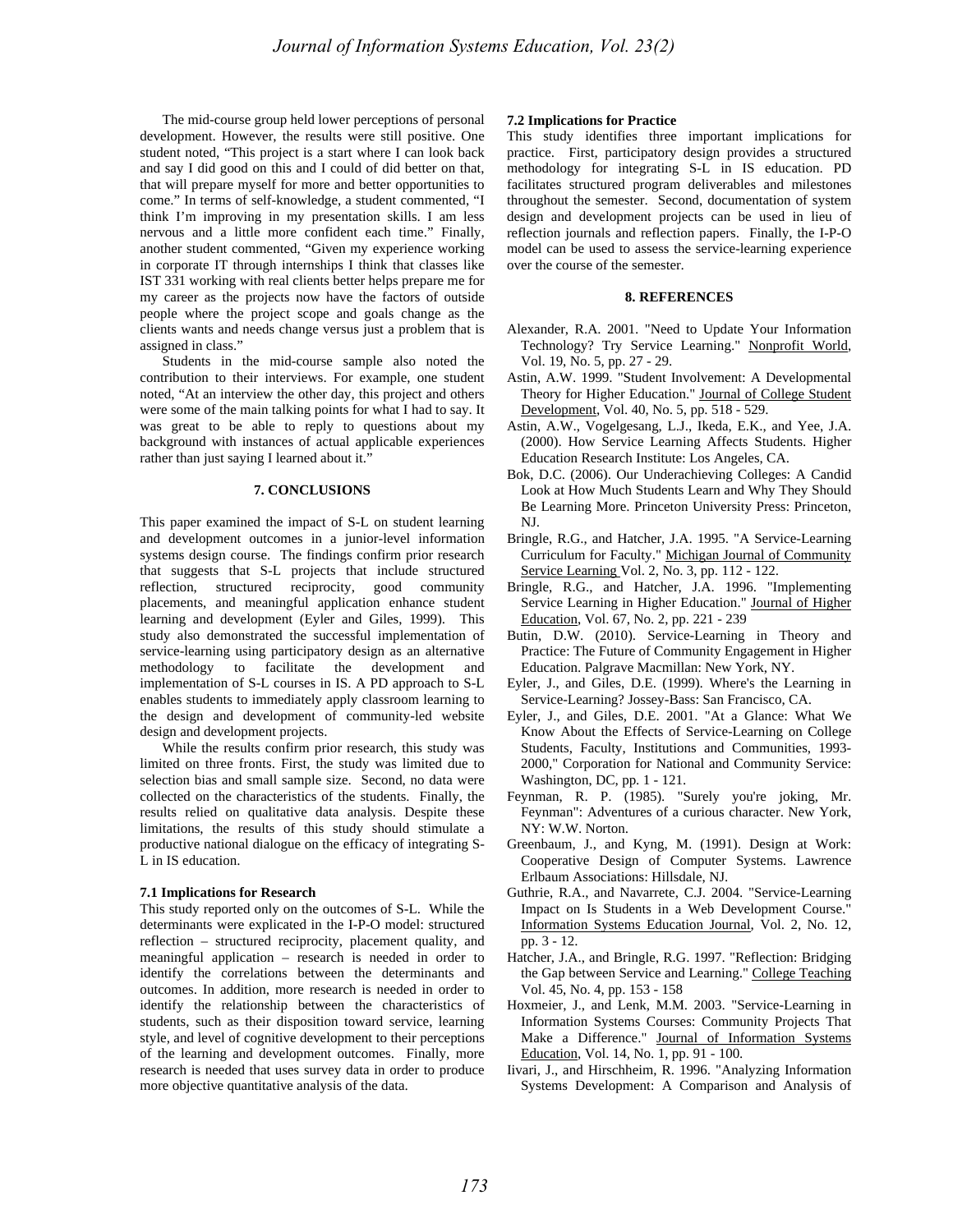The mid-course group held lower perceptions of personal development. However, the results were still positive. One student noted, "This project is a start where I can look back and say I did good on this and I could of did better on that, that will prepare myself for more and better opportunities to come." In terms of self-knowledge, a student commented, "I think I'm improving in my presentation skills. I am less nervous and a little more confident each time." Finally, another student commented, "Given my experience working in corporate IT through internships I think that classes like IST 331 working with real clients better helps prepare me for my career as the projects now have the factors of outside people where the project scope and goals change as the clients wants and needs change versus just a problem that is assigned in class."

Students in the mid-course sample also noted the contribution to their interviews. For example, one student noted, "At an interview the other day, this project and others were some of the main talking points for what I had to say. It was great to be able to reply to questions about my background with instances of actual applicable experiences rather than just saying I learned about it."

## 7. CONCLUSIONS

This paper examined the impact of S-L on student learning and development outcomes in a junior-level information systems design course. The findings confirm prior research that suggests that S-L projects that include structured reflection, structured reciprocity, good community placements, and meaningful application enhance student learning and development (Eyler and Giles, 1999). This study also demonstrated the successful implementation of service-learning using participatory design as an alternative methodology to facilitate the development and implementation of S-L courses in IS. A PD approach to S-L enables students to immediately apply classroom learning to the design and development of community-led website design and development projects.

While the results confirm prior research, this study was limited on three fronts. First, the study was limited due to selection bias and small sample size. Second, no data were collected on the characteristics of the students. Finally, the results relied on qualitative data analysis. Despite these limitations, the results of this study should stimulate a productive national dialogue on the efficacy of integrating S-L in IS education.

### 7.1 Implications for Research

This study reported only on the outcomes of S-L. While the determinants were explicated in the I-P-O model: structured reflection – structured reciprocity, placement quality, and meaningful application – research is needed in order to identify the correlations between the determinants and outcomes. In addition, more research is needed in order to identify the relationship between the characteristics of students, such as their disposition toward service, learning style, and level of cognitive development to their perceptions of the learning and development outcomes. Finally, more research is needed that uses survey data in order to produce more objective quantitative analysis of the data.

### 7.2 Implications for Practice

This study identifies three important implications for practice. First, participatory design provides a structured methodology for integrating S-L in IS education. PD facilitates structured program deliverables and milestones throughout the semester. Second, documentation of system design and development projects can be used in lieu of reflection journals and reflection papers. Finally, the I-P-O model can be used to assess the service-learning experience over the course of the semester.

## 8. REFERENCES

Alexander, R.A. 2001. "Need to Update Your Information Technology? Try Service Learning." Nonprofit World, Vol. 19, No. 5, pp. 27 - 29.

Astin, A.W. 1999. "Student Involvement: A Developmental Theory for Higher Education." Journal of College Student Development, Vol. 40, No. 5, pp. 518 - 529.

Astin, A.W., Vogelgesang, L.J., Ikeda, E.K., and Yee, J.A. (2000). How Service Learning Affects Students. Higher Education Research Institute: Los Angeles, CA.

Bok, D.C. (2006). Our Underachieving Colleges: A Candid Look at How Much Students Learn and Why They Should Be Learning More. Princeton University Press: Princeton, NJ.

Bringle, R.G., and Hatcher, J.A. 1995. "A Service-Learning Curriculum for Faculty." Michigan Journal of Community Service Learning Vol. 2, No. 3, pp. 112 - 122.

Bringle, R.G., and Hatcher, J.A. 1996. "Implementing Service Learning in Higher Education." Journal of Higher Education, Vol. 67, No. 2, pp. 221 - 239

Butin, D.W. (2010). Service-Learning in Theory and Practice: The Future of Community Engagement in Higher Education. Palgrave Macmillan: New York, NY.

Eyler, J., and Giles, D.E. (1999). Where's the Learning in Service-Learning? Jossey-Bass: San Francisco, CA.

Eyler, J., and Giles, D.E. 2001. "At a Glance: What We Know About the Effects of Service-Learning on College Students, Faculty, Institutions and Communities, 1993-2000," Corporation for National and Community Service: Washington, DC, pp. 1 - 121.

Feynman, R. P. (1985). "Surely you're joking, Mr. Feynman": Adventures of a curious character. New York, NY: W.W. Norton.

Greenbaum, J., and Kyng, M. (1991). Design at Work: Cooperative Design of Computer Systems. Lawrence Erlbaum Associations: Hillsdale, NJ.

Guthrie, R.A., and Navarrete, C.J. 2004. "Service-Learning Impact on Is Students in a Web Development Course." Information Systems Education Journal, Vol. 2, No. 12, pp. 3 - 12.

Hatcher, J.A., and Bringle, R.G. 1997. "Reflection: Bridging the Gap between Service and Learning." College Teaching Vol. 45, No. 4, pp. 153 - 158

Hoxmeier, J., and Lenk, M.M. 2003. "Service-Learning in Information Systems Courses: Community Projects That Make a Difference." Journal of Information Systems Education, Vol. 14, No. 1, pp. 91 - 100.

Iivari, J., and Hirschheim, R. 1996. "Analyzing Information Systems Development: A Comparison and Analysis of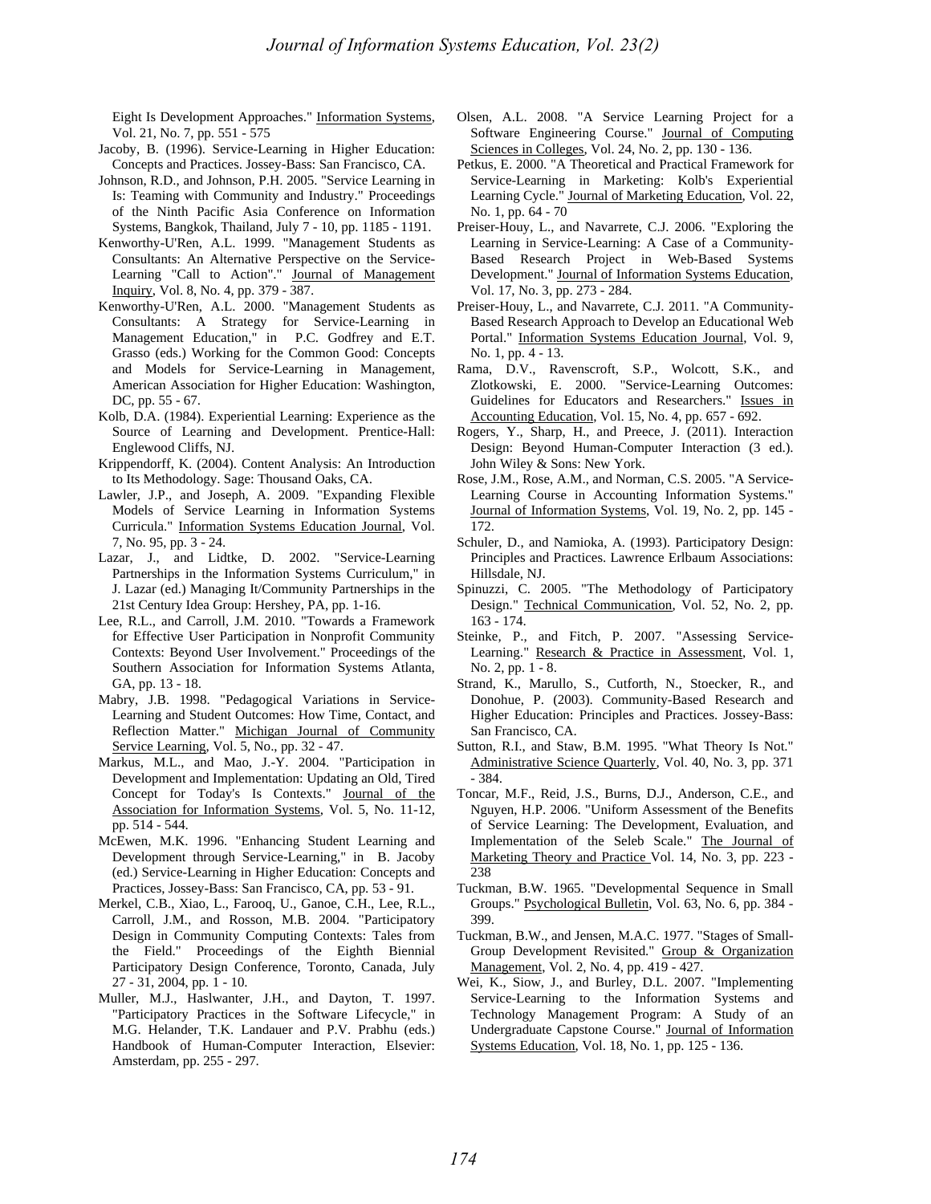Eight Is Development Approaches." Information Systems, Vol. 21, No. 7, pp. 551 - 575

Jacoby, B. (1996). Service-Learning in Higher Education: Concepts and Practices. Jossey-Bass: San Francisco, CA.

Johnson, R.D., and Johnson, P.H. 2005. "Service Learning in Is: Teaming with Community and Industry." Proceedings of the Ninth Pacific Asia Conference on Information Systems, Bangkok, Thailand, July 7 - 10, pp. 1185 - 1191.

Kenworthy-U'Ren, A.L. 1999. "Management Students as Consultants: An Alternative Perspective on the Service-Learning "Call to Action"." Journal of Management Inquiry, Vol. 8, No. 4, pp. 379 - 387.

Kenworthy-U'Ren, A.L. 2000. "Management Students as Consultants: A Strategy for Service-Learning in Management Education," in P.C. Godfrey and E.T. Grasso (eds.) Working for the Common Good: Concepts and Models for Service-Learning in Management, American Association for Higher Education: Washington, DC, pp. 55 - 67.

Kolb, D.A. (1984). Experiential Learning: Experience as the Source of Learning and Development. Prentice-Hall: Englewood Cliffs, NJ.

Krippendorff, K. (2004). Content Analysis: An Introduction to Its Methodology. Sage: Thousand Oaks, CA.

Lawler, J.P., and Joseph, A. 2009. "Expanding Flexible Models of Service Learning in Information Systems Curricula." Information Systems Education Journal, Vol. 7, No. 95, pp. 3 - 24.

Lazar, J., and Lidtke, D. 2002. "Service-Learning Partnerships in the Information Systems Curriculum," in J. Lazar (ed.) Managing It/Community Partnerships in the 21st Century Idea Group: Hershey, PA, pp. 1-16.

Lee, R.L., and Carroll, J.M. 2010. "Towards a Framework for Effective User Participation in Nonprofit Community Contexts: Beyond User Involvement." Proceedings of the Southern Association for Information Systems Atlanta, GA, pp. 13 - 18.

Mabry, J.B. 1998. "Pedagogical Variations in Service-Learning and Student Outcomes: How Time, Contact, and Reflection Matter." Michigan Journal of Community Service Learning, Vol. 5, No., pp. 32 - 47.

Markus, M.L., and Mao, J.-Y. 2004. "Participation in Development and Implementation: Updating an Old, Tired Concept for Today's Is Contexts." Journal of the Association for Information Systems, Vol. 5, No. 11-12, pp. 514 - 544.

McEwen, M.K. 1996. "Enhancing Student Learning and Development through Service-Learning," in B. Jacoby (ed.) Service-Learning in Higher Education: Concepts and Practices, Jossey-Bass: San Francisco, CA, pp. 53 - 91.

Merkel, C.B., Xiao, L., Farooq, U., Ganoe, C.H., Lee, R.L., Carroll, J.M., and Rosson, M.B. 2004. "Participatory Design in Community Computing Contexts: Tales from the Field." Proceedings of the Eighth Biennial Participatory Design Conference, Toronto, Canada, July 27 - 31, 2004, pp. 1 - 10.

Muller, M.J., Haslwanter, J.H., and Dayton, T. 1997. "Participatory Practices in the Software Lifecycle," in M.G. Helander, T.K. Landauer and P.V. Prabhu (eds.) Handbook of Human-Computer Interaction, Elsevier: Amsterdam, pp. 255 - 297.

Olsen, A.L. 2008. "A Service Learning Project for a Software Engineering Course." Journal of Computing Sciences in Colleges, Vol. 24, No. 2, pp. 130 - 136.

Petkus, E. 2000. "A Theoretical and Practical Framework for Service-Learning in Marketing: Kolb's Experiential Learning Cycle." Journal of Marketing Education, Vol. 22, No. 1, pp. 64 - 70

Preiser-Houy, L., and Navarrete, C.J. 2006. "Exploring the Learning in Service-Learning: A Case of a Community-Based Research Project in Web-Based Systems Development." Journal of Information Systems Education, Vol. 17, No. 3, pp. 273 - 284.

Preiser-Houy, L., and Navarrete, C.J. 2011. "A Community-Based Research Approach to Develop an Educational Web Portal." Information Systems Education Journal, Vol. 9, No. 1, pp. 4 - 13.

Rama, D.V., Ravenscroft, S.P., Wolcott, S.K., and Zlotkowski, E. 2000. "Service-Learning Outcomes: Guidelines for Educators and Researchers." Issues in Accounting Education, Vol. 15, No. 4, pp. 657 - 692.

Rogers, Y., Sharp, H., and Preece, J. (2011). Interaction Design: Beyond Human-Computer Interaction (3 ed.). John Wiley & Sons: New York.

Rose, J.M., Rose, A.M., and Norman, C.S. 2005. "A Service-Learning Course in Accounting Information Systems." Journal of Information Systems, Vol. 19, No. 2, pp. 145 - 172.

Schuler, D., and Namioka, A. (1993). Participatory Design: Principles and Practices. Lawrence Erlbaum Associations: Hillsdale, NJ.

Spinuzzi, C. 2005. "The Methodology of Participatory Design." Technical Communication, Vol. 52, No. 2, pp. 163 - 174.

Steinke, P., and Fitch, P. 2007. "Assessing Service-Learning." Research & Practice in Assessment, Vol. 1, No. 2, pp. 1 - 8.

Strand, K., Marullo, S., Cutforth, N., Stoecker, R., and Donohue, P. (2003). Community-Based Research and Higher Education: Principles and Practices. Jossey-Bass: San Francisco, CA.

Sutton, R.I., and Staw, B.M. 1995. "What Theory Is Not." Administrative Science Quarterly, Vol. 40, No. 3, pp. 371 - 384.

Toncar, M.F., Reid, J.S., Burns, D.J., Anderson, C.E., and Nguyen, H.P. 2006. "Uniform Assessment of the Benefits of Service Learning: The Development, Evaluation, and Implementation of the Seleb Scale." The Journal of Marketing Theory and Practice Vol. 14, No. 3, pp. 223 - 238

Tuckman, B.W. 1965. "Developmental Sequence in Small Groups." Psychological Bulletin, Vol. 63, No. 6, pp. 384 - 399.

Tuckman, B.W., and Jensen, M.A.C. 1977. "Stages of Small-Group Development Revisited." Group & Organization Management, Vol. 2, No. 4, pp. 419 - 427.

Wei, K., Siow, J., and Burley, D.L. 2007. "Implementing Service-Learning to the Information Systems and Technology Management Program: A Study of an Undergraduate Capstone Course." Journal of Information Systems Education, Vol. 18, No. 1, pp. 125 - 136.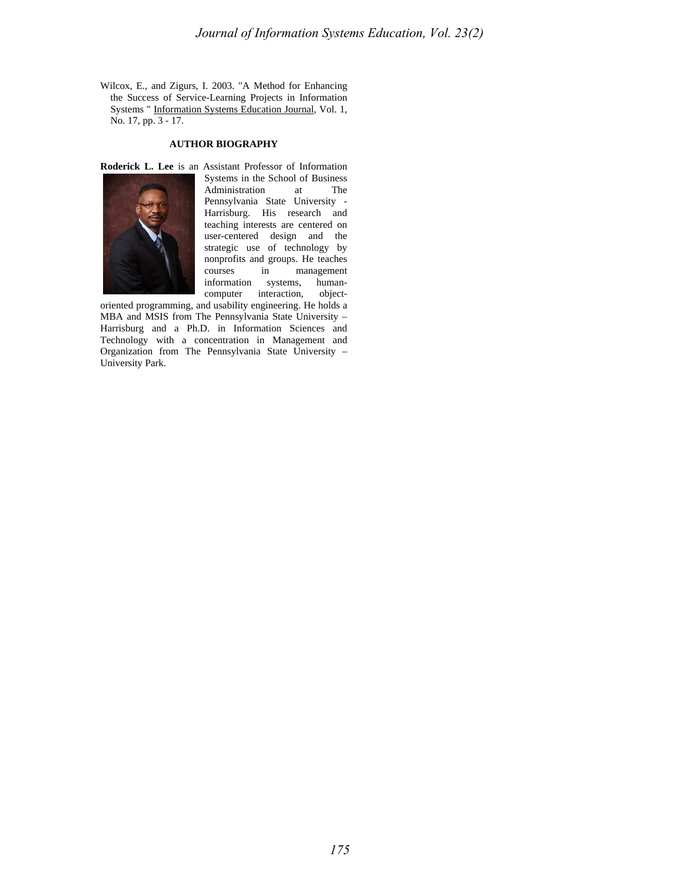Wilcox, E., and Zigurs, I. 2003. "A Method for Enhancing the Success of Service-Learning Projects in Information Systems " Information Systems Education Journal, Vol. 1, No. 17, pp. 3 - 17.

## AUTHOR BIOGRAPHY

**Roderick L. Lee** is an Assistant Professor of Information Systems in the School of Business Administration at The Pennsylvania State University - Harrisburg. His research and teaching interests are centered on user-centered design and the strategic use of technology by nonprofits and groups. He teaches courses in management information systems, human-computer interaction, object-oriented programming, and usability engineering. He holds a MBA and MSIS from The Pennsylvania State University – Harrisburg and a Ph.D. in Information Sciences and Technology with a concentration in Management and Organization from The Pennsylvania State University – University Park.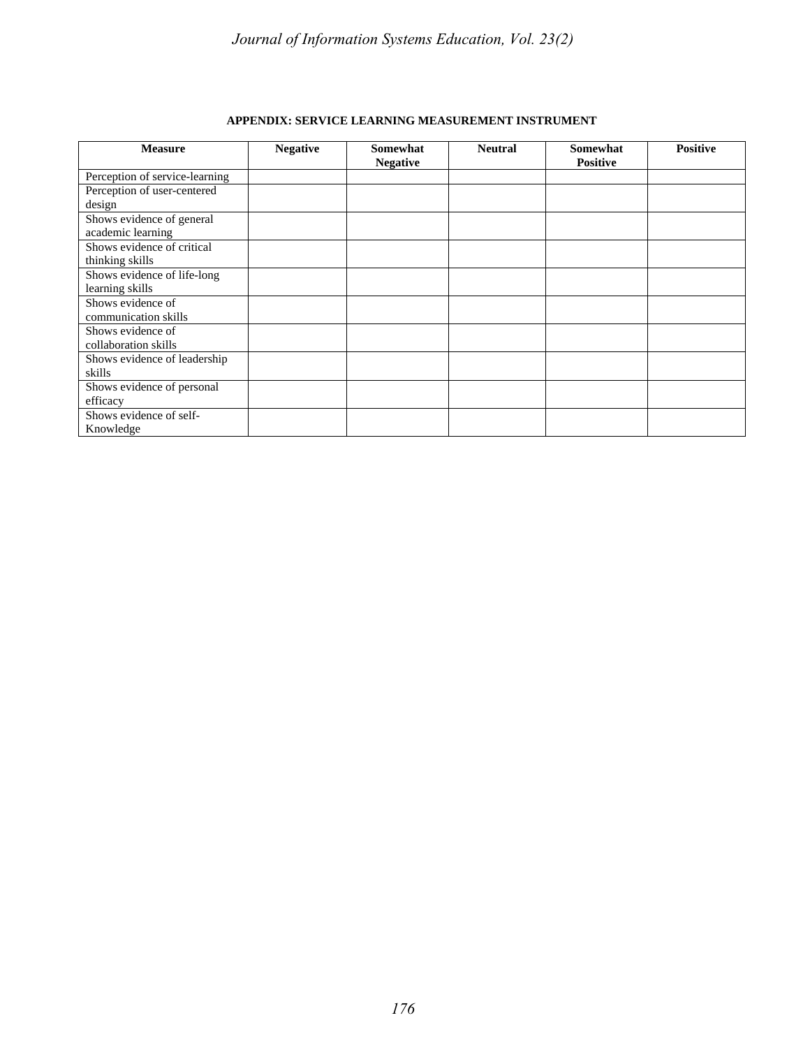## APPENDIX: SERVICE LEARNING MEASUREMENT INSTRUMENT

| Measure | Negative | Somewhat Negative | Neutral | Somewhat Positive | Positive |
|---|---|---|---|---|---|
| Perception of service-learning | | | | | |
| Perception of user-centered design | | | | | |
| Shows evidence of general academic learning | | | | | |
| Shows evidence of critical thinking skills | | | | | |
| Shows evidence of life-long learning skills | | | | | |
| Shows evidence of communication skills | | | | | |
| Shows evidence of collaboration skills | | | | | |
| Shows evidence of leadership skills | | | | | |
| Shows evidence of personal efficacy | | | | | |
| Shows evidence of self-Knowledge | | | | | |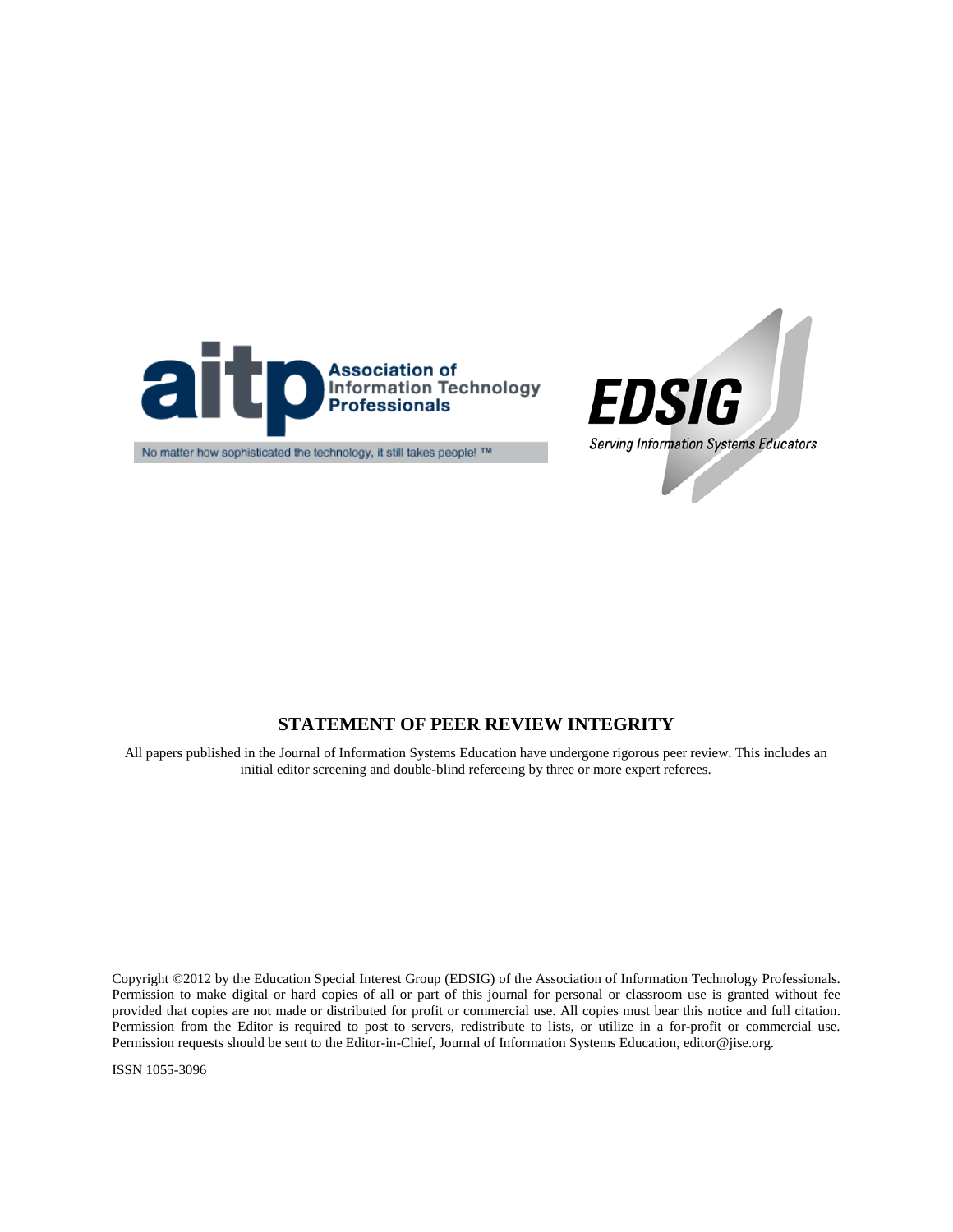aitp Association of Information Technology Professionals

No matter how sophisticated the technology, it still takes people! ™

EDSIG

Serving Information Systems Educators

## STATEMENT OF PEER REVIEW INTEGRITY

All papers published in the Journal of Information Systems Education have undergone rigorous peer review. This includes an initial editor screening and double-blind refereeing by three or more expert referees.

Copyright ©2012 by the Education Special Interest Group (EDSIG) of the Association of Information Technology Professionals. Permission to make digital or hard copies of all or part of this journal for personal or classroom use is granted without fee provided that copies are not made or distributed for profit or commercial use. All copies must bear this notice and full citation. Permission from the Editor is required to post to servers, redistribute to lists, or utilize in a for-profit or commercial use. Permission requests should be sent to the Editor-in-Chief, Journal of Information Systems Education, editor@jise.org.

ISSN 1055-3096